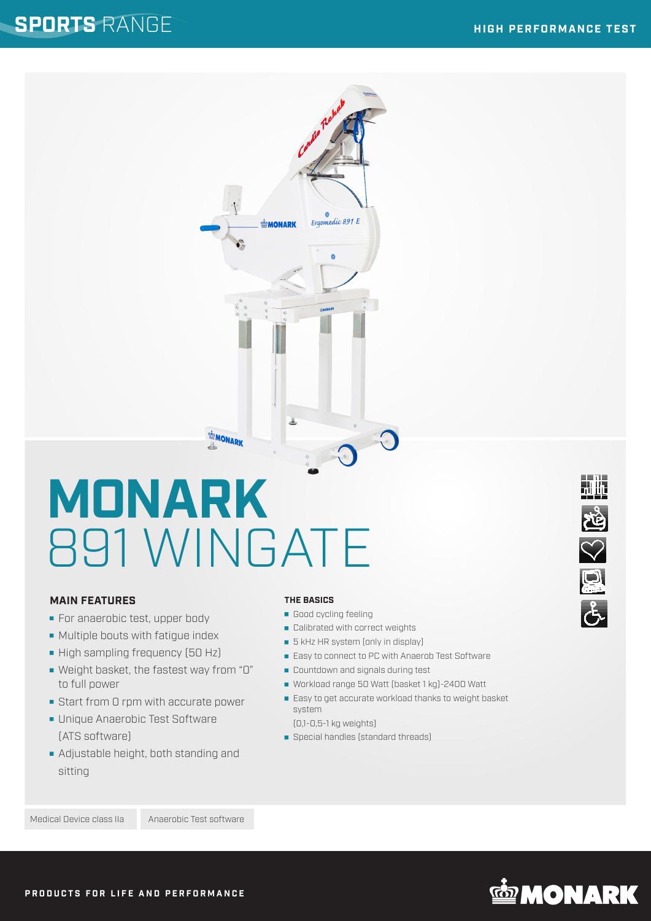SPORTS RANGE

HIGH PERFORMANCE TEST

# MONARK 891 WINGATE

### MAIN FEATURES

- For anaerobic test, upper body
- Multiple bouts with fatigue index
- High sampling frequency (50 Hz)
- Weight basket, the fastest way from "0" to full power
- Start from 0 rpm with accurate power
- Unique Anaerobic Test Software (ATS software)
- Adjustable height, both standing and sitting

### THE BASICS

- Good cycling feeling
- Calibrated with correct weights
- 5 kHz HR system (only in display)
- Easy to connect to PC with Anaerob Test Software
- Countdown and signals during test
- Workload range 50 Watt (basket 1 kg)-2400 Watt
- Easy to get accurate workload thanks to weight basket system (0,1-0,5-1 kg weights)
- Special handles (standard threads)

Medical Device class IIa

Anaerobic Test software

PRODUCTS FOR LIFE AND PERFORMANCE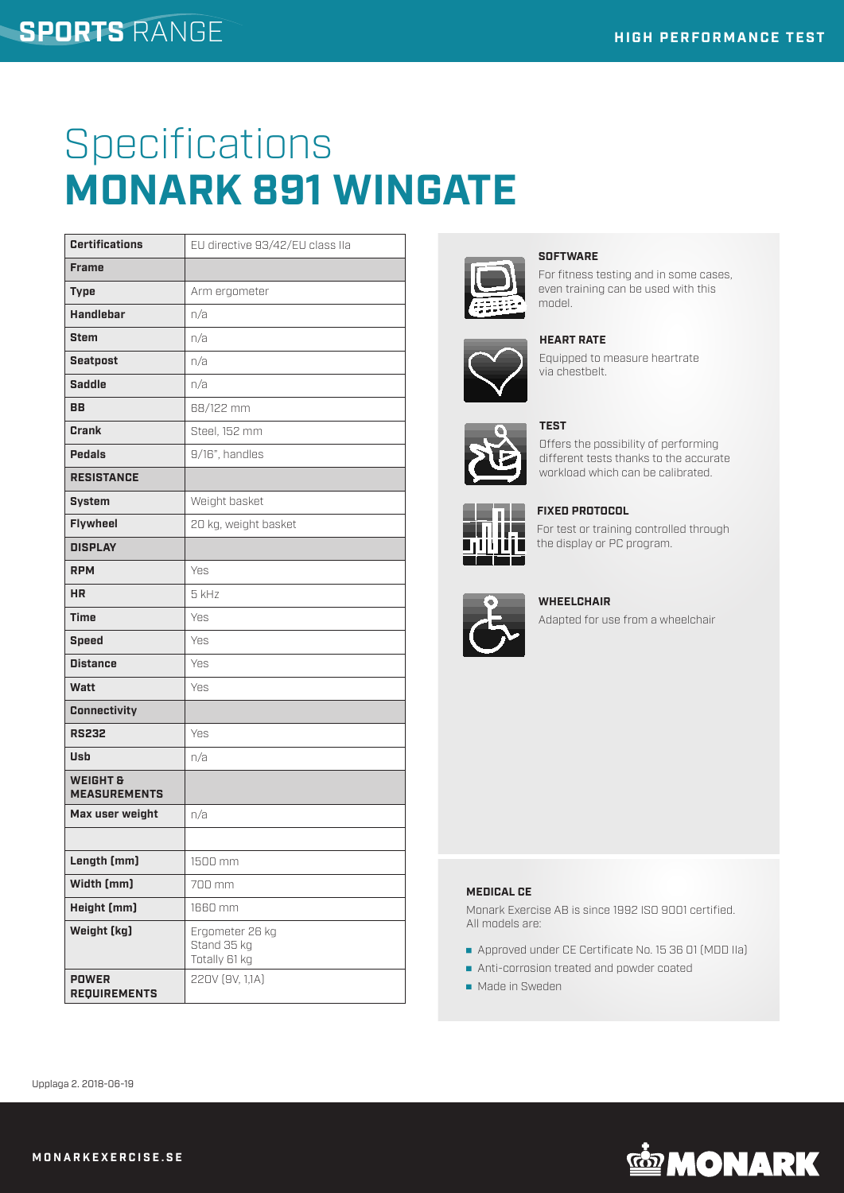# Specifications
# MONARK 891 WINGATE

| | |
|---|---|
| **Certifications** | EU directive 93/42/EU class IIa |
| **Frame** | |
| **Type** | Arm ergometer |
| **Handlebar** | n/a |
| **Stem** | n/a |
| **Seatpost** | n/a |
| **Saddle** | n/a |
| **BB** | 68/122 mm |
| **Crank** | Steel, 152 mm |
| **Pedals** | 9/16", handles |
| **RESISTANCE** | |
| **System** | Weight basket |
| **Flywheel** | 20 kg, weight basket |
| **DISPLAY** | |
| **RPM** | Yes |
| **HR** | 5 kHz |
| **Time** | Yes |
| **Speed** | Yes |
| **Distance** | Yes |
| **Watt** | Yes |
| **Connectivity** | |
| **RS232** | Yes |
| **Usb** | n/a |
| **WEIGHT & MEASUREMENTS** | |
| **Max user weight** | n/a |
| | |
| **Length (mm)** | 1500 mm |
| **Width (mm)** | 700 mm |
| **Height (mm)** | 1660 mm |
| **Weight (kg)** | Ergometer 26 kg<br>Stand 35 kg<br>Totally 61 kg |
| **POWER REQUIREMENTS** | 220V (9V, 1,1A) |

**SOFTWARE**
For fitness testing and in some cases, even training can be used with this model.

**HEART RATE**
Equipped to measure heartrate via chestbelt.

**TEST**
Offers the possibility of performing different tests thanks to the accurate workload which can be calibrated.

**FIXED PROTOCOL**
For test or training controlled through the display or PC program.

**WHEELCHAIR**
Adapted for use from a wheelchair

**MEDICAL CE**
Monark Exercise AB is since 1992 ISO 9001 certified. All models are:

- Approved under CE Certificate No. 15 36 01 (MDD IIa)
- Anti-corrosion treated and powder coated
- Made in Sweden

Upplaga 2. 2018-06-19